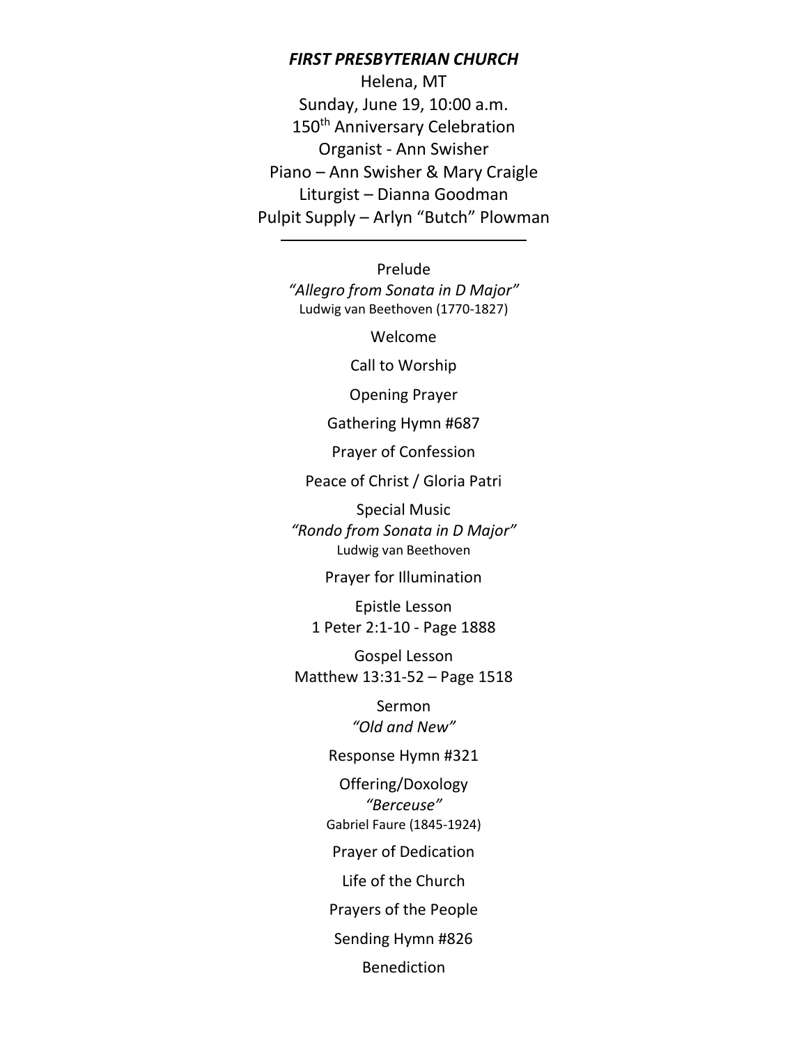***FIRST PRESBYTERIAN CHURCH***

Helena, MT

Sunday, June 19, 10:00 a.m.

150th Anniversary Celebration

Organist - Ann Swisher

Piano – Ann Swisher & Mary Craigle

Liturgist – Dianna Goodman

Pulpit Supply – Arlyn "Butch" Plowman

---

Prelude
*"Allegro from Sonata in D Major"*
Ludwig van Beethoven (1770-1827)

Welcome

Call to Worship

Opening Prayer

Gathering Hymn #687

Prayer of Confession

Peace of Christ / Gloria Patri

Special Music
*"Rondo from Sonata in D Major"*
Ludwig van Beethoven

Prayer for Illumination

Epistle Lesson
1 Peter 2:1-10 - Page 1888

Gospel Lesson
Matthew 13:31-52 – Page 1518

Sermon
*"Old and New"*

Response Hymn #321

Offering/Doxology
*"Berceuse"*
Gabriel Faure (1845-1924)

Prayer of Dedication

Life of the Church

Prayers of the People

Sending Hymn #826

Benediction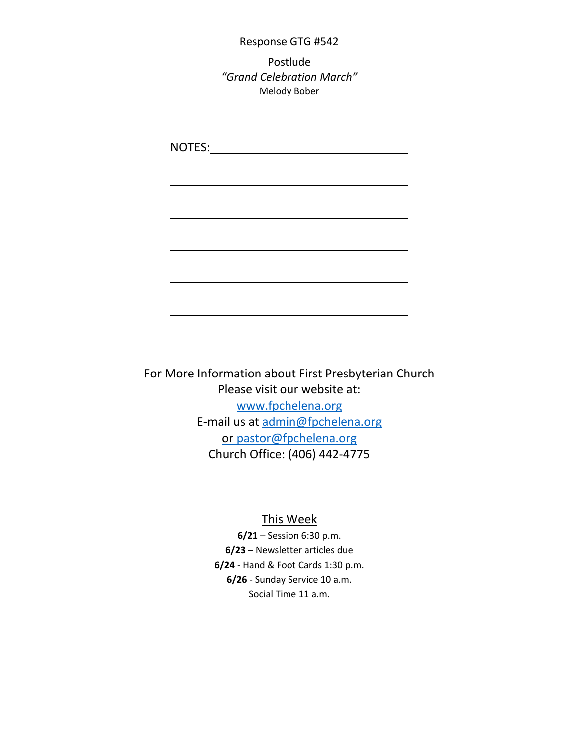Response GTG #542

Postlude
*"Grand Celebration March"*
Melody Bober

NOTES:\_\_\_\_\_\_\_\_\_\_\_\_\_\_\_\_\_\_\_\_\_\_\_\_\_\_\_\_\_\_\_\_

\_\_\_\_\_\_\_\_\_\_\_\_\_\_\_\_\_\_\_\_\_\_\_\_\_\_\_\_\_\_\_\_\_\_\_\_\_\_\_\_

\_\_\_\_\_\_\_\_\_\_\_\_\_\_\_\_\_\_\_\_\_\_\_\_\_\_\_\_\_\_\_\_\_\_\_\_\_\_\_\_

\_\_\_\_\_\_\_\_\_\_\_\_\_\_\_\_\_\_\_\_\_\_\_\_\_\_\_\_\_\_\_\_\_\_\_\_\_\_\_\_

\_\_\_\_\_\_\_\_\_\_\_\_\_\_\_\_\_\_\_\_\_\_\_\_\_\_\_\_\_\_\_\_\_\_\_\_\_\_\_\_

\_\_\_\_\_\_\_\_\_\_\_\_\_\_\_\_\_\_\_\_\_\_\_\_\_\_\_\_\_\_\_\_\_\_\_\_\_\_\_\_

For More Information about First Presbyterian Church
Please visit our website at:
www.fpchelena.org
E-mail us at admin@fpchelena.org
or pastor@fpchelena.org
Church Office: (406) 442-4775

## This Week

**6/21** – Session 6:30 p.m.
**6/23** – Newsletter articles due
**6/24** - Hand & Foot Cards 1:30 p.m.
**6/26** - Sunday Service 10 a.m.
Social Time 11 a.m.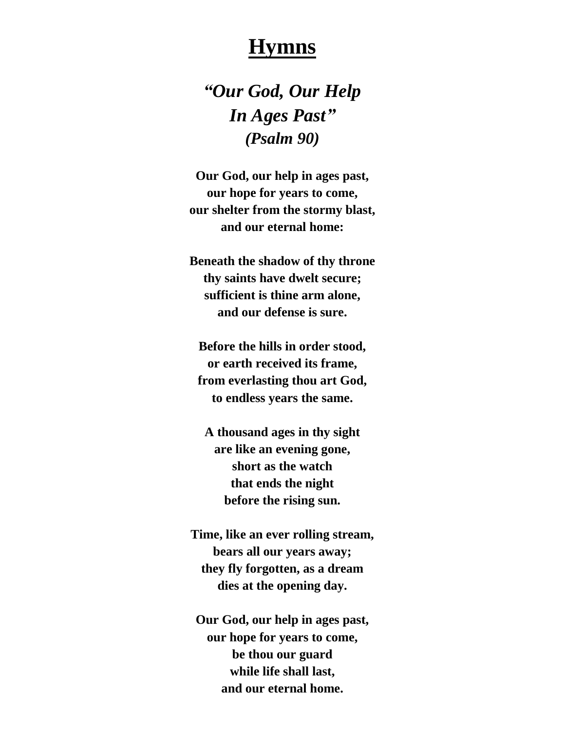# Hymns

## *"Our God, Our Help In Ages Past"*

### *(Psalm 90)*

**Our God, our help in ages past,
our hope for years to come,
our shelter from the stormy blast,
and our eternal home:**

**Beneath the shadow of thy throne
thy saints have dwelt secure;
sufficient is thine arm alone,
and our defense is sure.**

**Before the hills in order stood,
or earth received its frame,
from everlasting thou art God,
to endless years the same.**

**A thousand ages in thy sight
are like an evening gone,
short as the watch
that ends the night
before the rising sun.**

**Time, like an ever rolling stream,
bears all our years away;
they fly forgotten, as a dream
dies at the opening day.**

**Our God, our help in ages past,
our hope for years to come,
be thou our guard
while life shall last,
and our eternal home.**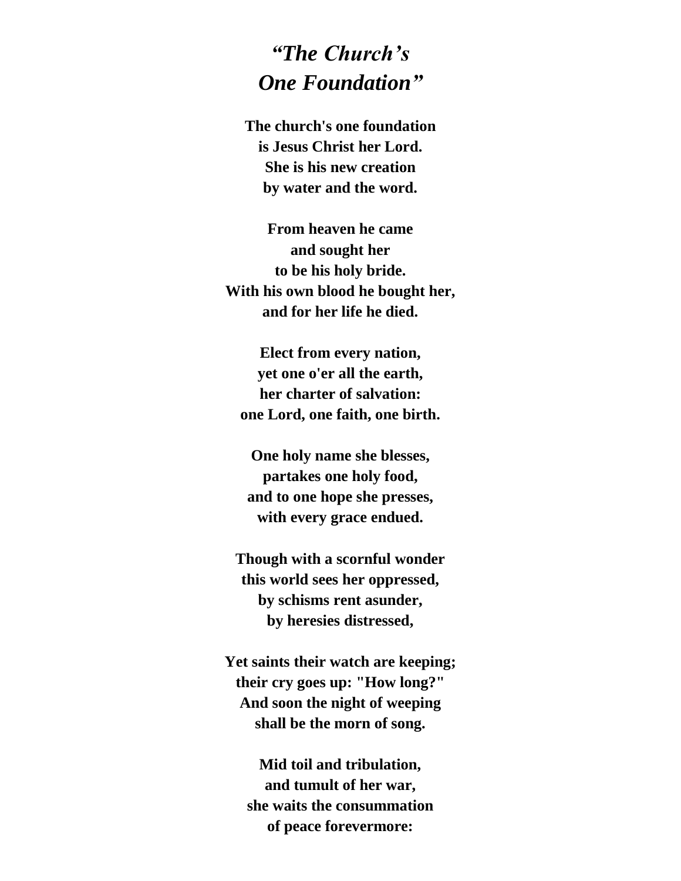## *“The Church’s One Foundation”*

**The church's one foundation**
**is Jesus Christ her Lord.**
**She is his new creation**
**by water and the word.**

**From heaven he came**
**and sought her**
**to be his holy bride.**
**With his own blood he bought her,**
**and for her life he died.**

**Elect from every nation,**
**yet one o'er all the earth,**
**her charter of salvation:**
**one Lord, one faith, one birth.**

**One holy name she blesses,**
**partakes one holy food,**
**and to one hope she presses,**
**with every grace endued.**

**Though with a scornful wonder**
**this world sees her oppressed,**
**by schisms rent asunder,**
**by heresies distressed,**

**Yet saints their watch are keeping;**
**their cry goes up: "How long?"**
**And soon the night of weeping**
**shall be the morn of song.**

**Mid toil and tribulation,**
**and tumult of her war,**
**she waits the consummation**
**of peace forevermore:**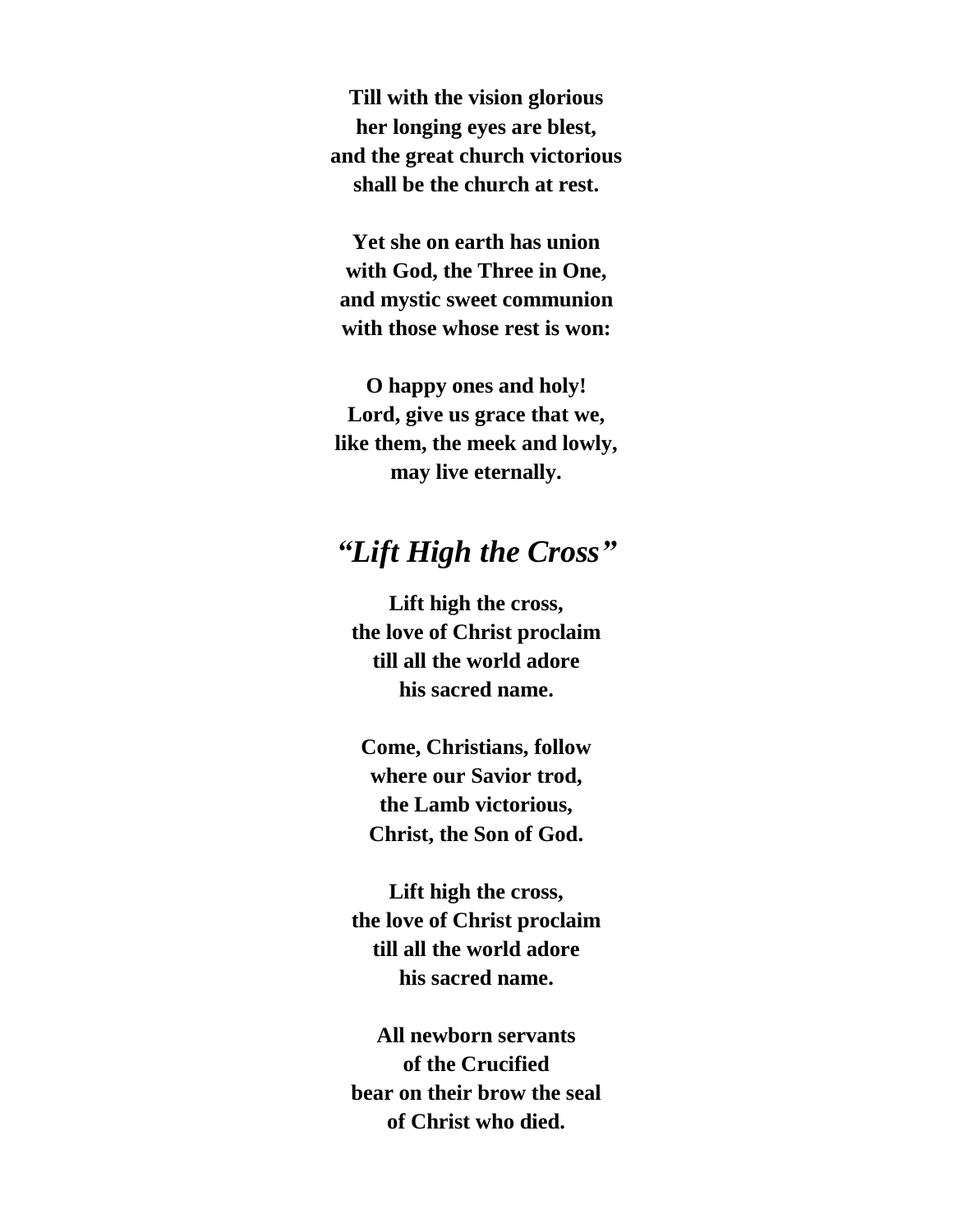**Till with the vision glorious**
**her longing eyes are blest,**
**and the great church victorious**
**shall be the church at rest.**

**Yet she on earth has union**
**with God, the Three in One,**
**and mystic sweet communion**
**with those whose rest is won:**

**O happy ones and holy!**
**Lord, give us grace that we,**
**like them, the meek and lowly,**
**may live eternally.**

## *"Lift High the Cross"*

**Lift high the cross,**
**the love of Christ proclaim**
**till all the world adore**
**his sacred name.**

**Come, Christians, follow**
**where our Savior trod,**
**the Lamb victorious,**
**Christ, the Son of God.**

**Lift high the cross,**
**the love of Christ proclaim**
**till all the world adore**
**his sacred name.**

**All newborn servants**
**of the Crucified**
**bear on their brow the seal**
**of Christ who died.**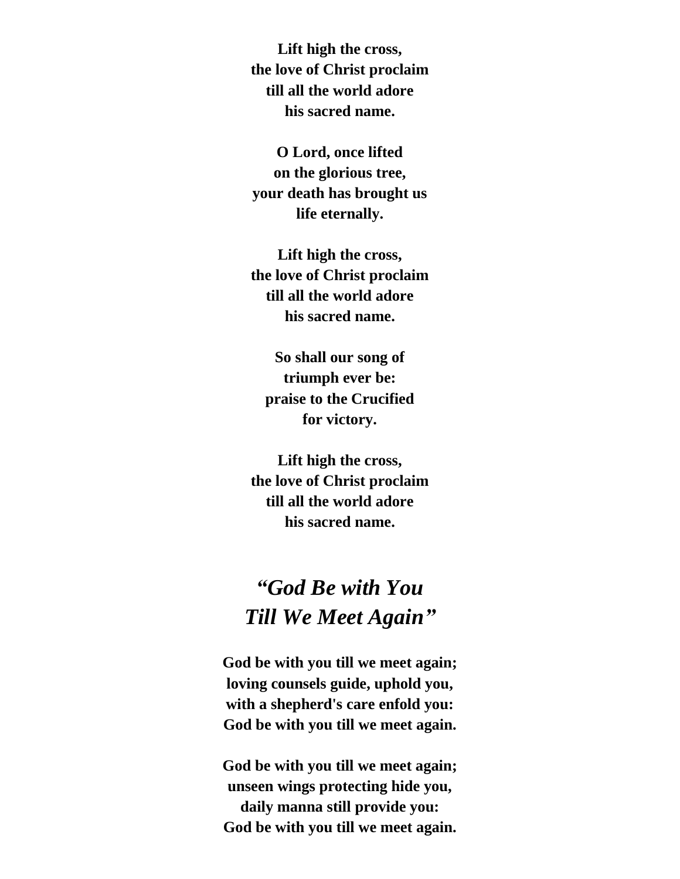**Lift high the cross,**
**the love of Christ proclaim**
**till all the world adore**
**his sacred name.**

**O Lord, once lifted**
**on the glorious tree,**
**your death has brought us**
**life eternally.**

**Lift high the cross,**
**the love of Christ proclaim**
**till all the world adore**
**his sacred name.**

**So shall our song of**
**triumph ever be:**
**praise to the Crucified**
**for victory.**

**Lift high the cross,**
**the love of Christ proclaim**
**till all the world adore**
**his sacred name.**

## *"God Be with You Till We Meet Again"*

**God be with you till we meet again;**
**loving counsels guide, uphold you,**
**with a shepherd's care enfold you:**
**God be with you till we meet again.**

**God be with you till we meet again;**
**unseen wings protecting hide you,**
**daily manna still provide you:**
**God be with you till we meet again.**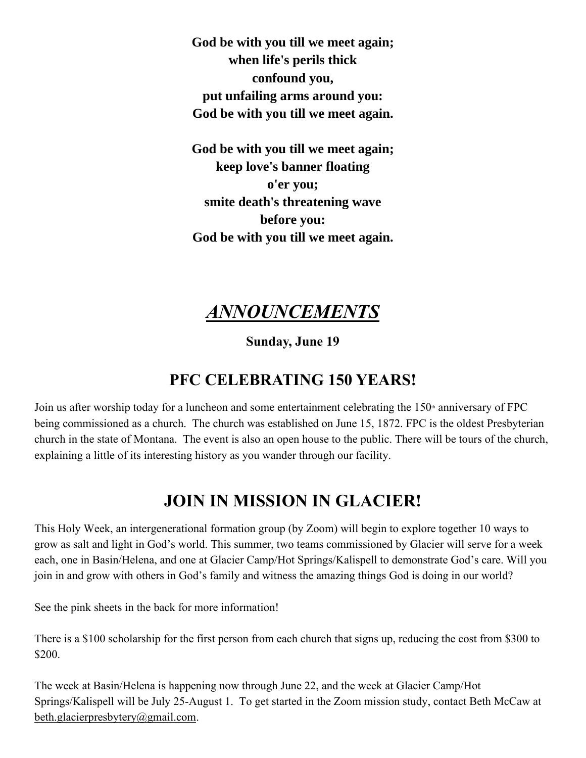**God be with you till we meet again;**
**when life's perils thick**
**confound you,**
**put unfailing arms around you:**
**God be with you till we meet again.**

**God be with you till we meet again;**
**keep love's banner floating**
**o'er you;**
**smite death's threatening wave**
**before you:**
**God be with you till we meet again.**

# *ANNOUNCEMENTS*

**Sunday, June 19**

## PFC CELEBRATING 150 YEARS!

Join us after worship today for a luncheon and some entertainment celebrating the 150th anniversary of FPC being commissioned as a church. The church was established on June 15, 1872. FPC is the oldest Presbyterian church in the state of Montana. The event is also an open house to the public. There will be tours of the church, explaining a little of its interesting history as you wander through our facility.

## JOIN IN MISSION IN GLACIER!

This Holy Week, an intergenerational formation group (by Zoom) will begin to explore together 10 ways to grow as salt and light in God's world. This summer, two teams commissioned by Glacier will serve for a week each, one in Basin/Helena, and one at Glacier Camp/Hot Springs/Kalispell to demonstrate God's care. Will you join in and grow with others in God's family and witness the amazing things God is doing in our world?

See the pink sheets in the back for more information!

There is a $100 scholarship for the first person from each church that signs up, reducing the cost from $300 to $200.

The week at Basin/Helena is happening now through June 22, and the week at Glacier Camp/Hot Springs/Kalispell will be July 25-August 1. To get started in the Zoom mission study, contact Beth McCaw at beth.glacierpresbytery@gmail.com.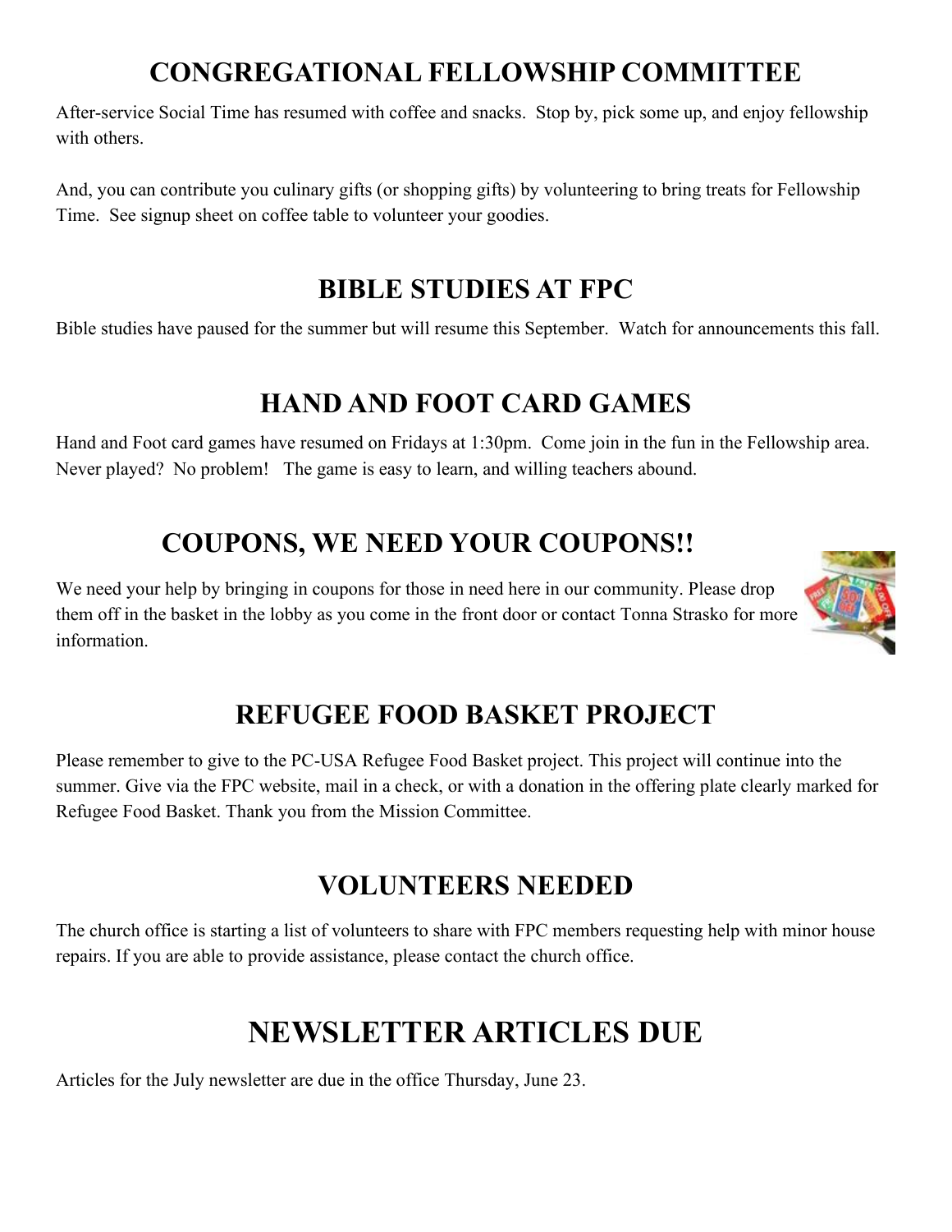## CONGREGATIONAL FELLOWSHIP COMMITTEE

After-service Social Time has resumed with coffee and snacks. Stop by, pick some up, and enjoy fellowship with others.

And, you can contribute you culinary gifts (or shopping gifts) by volunteering to bring treats for Fellowship Time. See signup sheet on coffee table to volunteer your goodies.

## BIBLE STUDIES AT FPC

Bible studies have paused for the summer but will resume this September. Watch for announcements this fall.

## HAND AND FOOT CARD GAMES

Hand and Foot card games have resumed on Fridays at 1:30pm. Come join in the fun in the Fellowship area. Never played? No problem! The game is easy to learn, and willing teachers abound.

## COUPONS, WE NEED YOUR COUPONS!!

We need your help by bringing in coupons for those in need here in our community. Please drop them off in the basket in the lobby as you come in the front door or contact Tonna Strasko for more information.

## REFUGEE FOOD BASKET PROJECT

Please remember to give to the PC-USA Refugee Food Basket project. This project will continue into the summer. Give via the FPC website, mail in a check, or with a donation in the offering plate clearly marked for Refugee Food Basket. Thank you from the Mission Committee.

## VOLUNTEERS NEEDED

The church office is starting a list of volunteers to share with FPC members requesting help with minor house repairs. If you are able to provide assistance, please contact the church office.

## NEWSLETTER ARTICLES DUE

Articles for the July newsletter are due in the office Thursday, June 23.